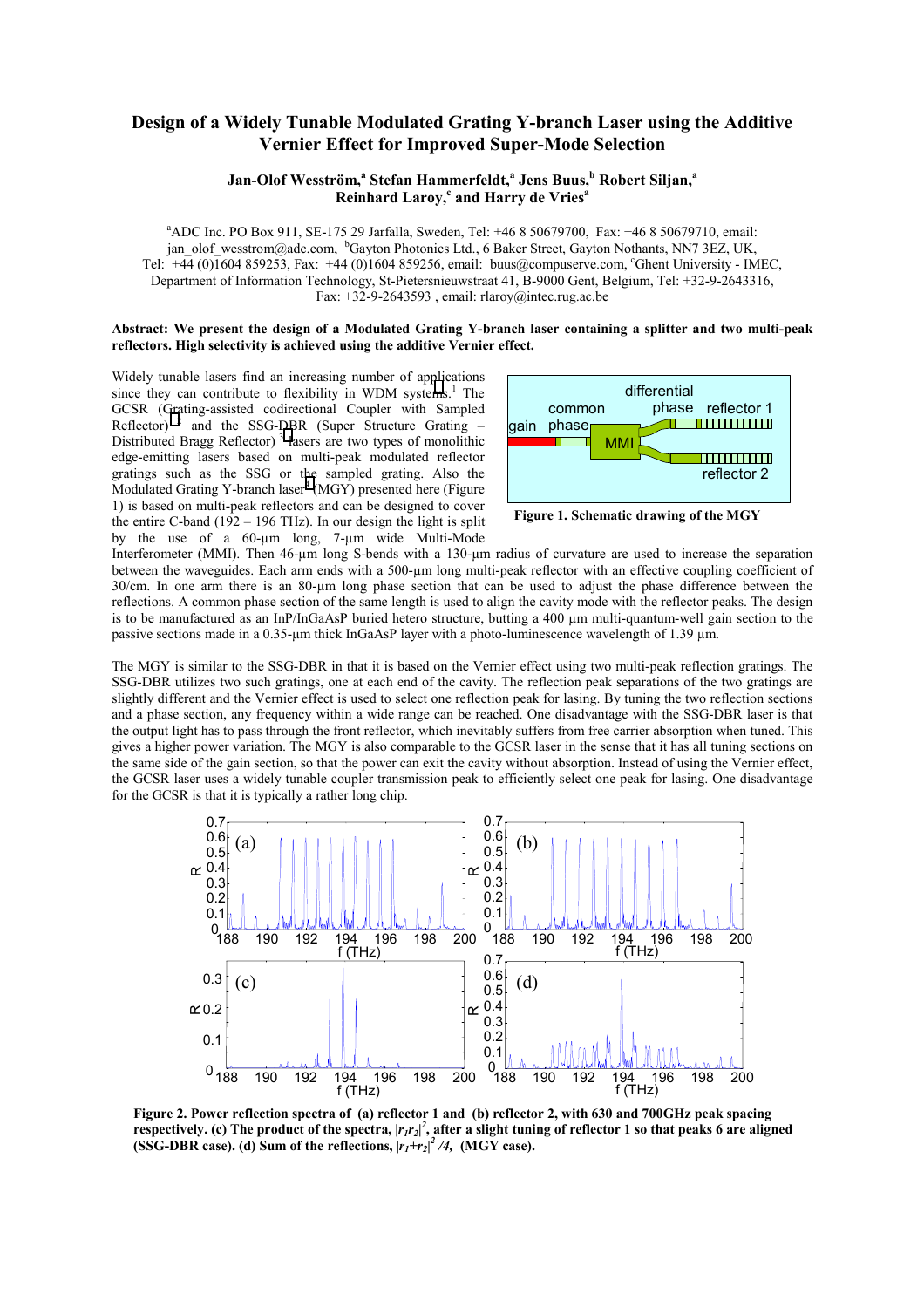# Design of a Widely Tunable Modulated Grating Y-branch Laser using the Additive Vernier Effect for Improved Super-Mode Selection

**Jan-Olof Wesström,[a] Stefan Hammerfeldt,[a] Jens Buus,[b] Robert Siljan,[a] Reinhard Laroy,[c] and Harry de Vries[a]**

[a]ADC Inc. PO Box 911, SE-175 29 Jarfalla, Sweden, Tel: +46 8 50679700, Fax: +46 8 50679710, email: jan_olof_wesstrom@adc.com, [b]Gayton Photonics Ltd., 6 Baker Street, Gayton Nothants, NN7 3EZ, UK, Tel: +44 (0)1604 859253, Fax: +44 (0)1604 859256, email: buus@compuserve.com, [c]Ghent University - IMEC, Department of Information Technology, St-Pietersnieuwstraat 41, B-9000 Gent, Belgium, Tel: +32-9-2643316, Fax: +32-9-2643593 , email: rlaroy@intec.rug.ac.be

**Abstract: We present the design of a Modulated Grating Y-branch laser containing a splitter and two multi-peak reflectors. High selectivity is achieved using the additive Vernier effect.**

Widely tunable lasers find an increasing number of applications since they can contribute to flexibility in WDM systems.[1] The GCSR (Grating-assisted codirectional Coupler with Sampled Reflector)[2] and the SSG-DBR (Super Structure Grating – Distributed Bragg Reflector)[3] lasers are two types of monolithic edge-emitting lasers based on multi-peak modulated reflector gratings such as the SSG or the sampled grating. Also the Modulated Grating Y-branch laser[4] (MGY) presented here (Figure 1) is based on multi-peak reflectors and can be designed to cover the entire C-band (192 – 196 THz). In our design the light is split by the use of a 60-µm long, 7-µm wide Multi-Mode Interferometer (MMI). Then 46-µm long S-bends with a 130-µm radius of curvature are used to increase the separation between the waveguides. Each arm ends with a 500-µm long multi-peak reflector with an effective coupling coefficient of 30/cm. In one arm there is an 80-µm long phase section that can be used to adjust the phase difference between the reflections. A common phase section of the same length is used to align the cavity mode with the reflector peaks. The design is to be manufactured as an InP/InGaAsP buried hetero structure, butting a 400 µm multi-quantum-well gain section to the passive sections made in a 0.35-µm thick InGaAsP layer with a photo-luminescence wavelength of 1.39 µm.

**Figure 1. Schematic drawing of the MGY**

The MGY is similar to the SSG-DBR in that it is based on the Vernier effect using two multi-peak reflection gratings. The SSG-DBR utilizes two such gratings, one at each end of the cavity. The reflection peak separations of the two gratings are slightly different and the Vernier effect is used to select one reflection peak for lasing. By tuning the two reflection sections and a phase section, any frequency within a wide range can be reached. One disadvantage with the SSG-DBR laser is that the output light has to pass through the front reflector, which inevitably suffers from free carrier absorption when tuned. This gives a higher power variation. The MGY is also comparable to the GCSR laser in the sense that it has all tuning sections on the same side of the gain section, so that the power can exit the cavity without absorption. Instead of using the Vernier effect, the GCSR laser uses a widely tunable coupler transmission peak to efficiently select one peak for lasing. One disadvantage for the GCSR is that it is typically a rather long chip.

**Figure 2. Power reflection spectra of (a) reflector 1 and (b) reflector 2, with 630 and 700GHz peak spacing respectively. (c) The product of the spectra, $|r_1 r_2|^2$, after a slight tuning of reflector 1 so that peaks 6 are aligned (SSG-DBR case). (d) Sum of the reflections, $|r_1+r_2|^2/4$, (MGY case).**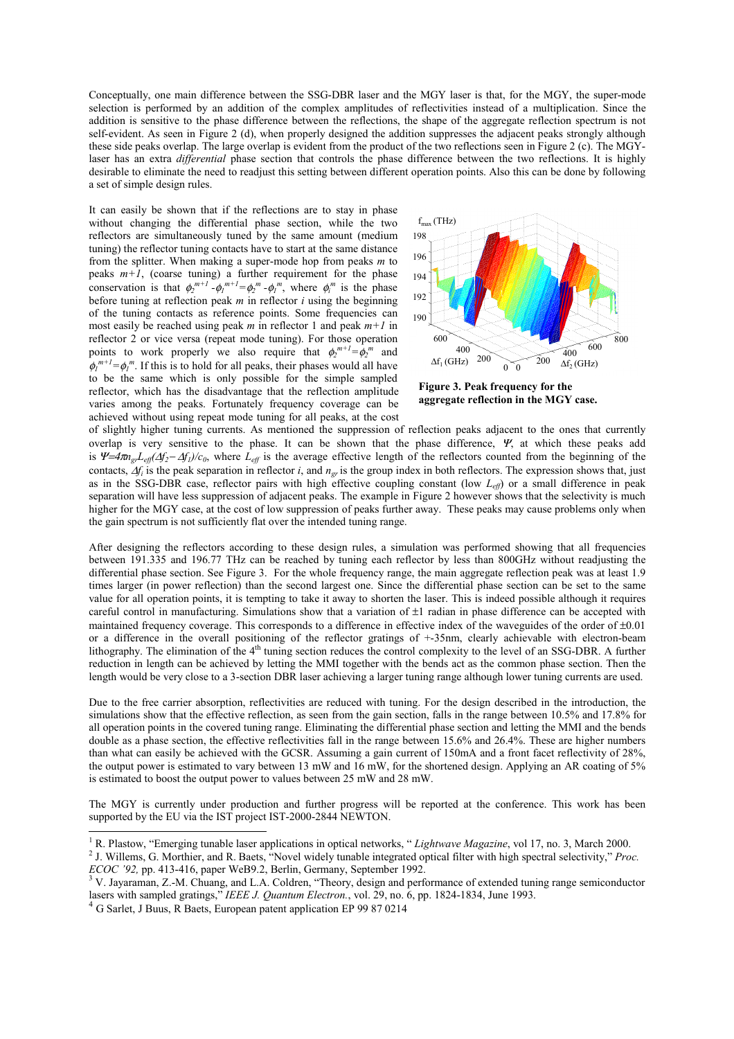Conceptually, one main difference between the SSG-DBR laser and the MGY laser is that, for the MGY, the super-mode selection is performed by an addition of the complex amplitudes of reflectivities instead of a multiplication. Since the addition is sensitive to the phase difference between the reflections, the shape of the aggregate reflection spectrum is not self-evident. As seen in Figure 2 (d), when properly designed the addition suppresses the adjacent peaks strongly although these side peaks overlap. The large overlap is evident from the product of the two reflections seen in Figure 2 (c). The MGY-laser has an extra *differential* phase section that controls the phase difference between the two reflections. It is highly desirable to eliminate the need to readjust this setting between different operation points. Also this can be done by following a set of simple design rules.

It can easily be shown that if the reflections are to stay in phase without changing the differential phase section, while the two reflectors are simultaneously tuned by the same amount (medium tuning) the reflector tuning contacts have to start at the same distance from the splitter. When making a super-mode hop from peaks $m$ to peaks $m+1$, (coarse tuning) a further requirement for the phase conservation is that $\phi_2^{m+1} - \phi_1^{m+1} = \phi_2^m - \phi_1^m$, where $\phi_i^m$ is the phase before tuning at reflection peak $m$ in reflector $i$ using the beginning of the tuning contacts as reference points. Some frequencies can most easily be reached using peak $m$ in reflector 1 and peak $m+1$ in reflector 2 or vice versa (repeat mode tuning). For those operation points to work properly we also require that $\phi_2^{m+1} = \phi_2^m$ and $\phi_1^{m+1} = \phi_1^m$. If this is to hold for all peaks, their phases would all have to be the same which is only possible for the simple sampled reflector, which has the disadvantage that the reflection amplitude varies among the peaks. Fortunately frequency coverage can be achieved without using repeat mode tuning for all peaks, at the cost of slightly higher tuning currents. As mentioned the suppression of reflection peaks adjacent to the ones that currently overlap is very sensitive to the phase. It can be shown that the phase difference, $\Psi$, at which these peaks add is $\Psi = 4\pi n_{gr} L_{eff} (\Delta f_2 - \Delta f_1)/c_0$, where $L_{eff}$ is the average effective length of the reflectors counted from the beginning of the contacts, $\Delta f_i$ is the peak separation in reflector $i$, and $n_{gr}$ is the group index in both reflectors. The expression shows that, just as in the SSG-DBR case, reflector pairs with high effective coupling constant (low $L_{eff}$) or a small difference in peak separation will have less suppression of adjacent peaks. The example in Figure 2 however shows that the selectivity is much higher for the MGY case, at the cost of low suppression of peaks further away. These peaks may cause problems only when the gain spectrum is not sufficiently flat over the intended tuning range.

$f_{max}$ (THz)
198
196
194
192
190
600
400
200
0
$\Delta f_1$ (GHz)
0
200
400
600
800
$\Delta f_2$ (GHz)

**Figure 3. Peak frequency for the aggregate reflection in the MGY case.**

After designing the reflectors according to these design rules, a simulation was performed showing that all frequencies between 191.335 and 196.77 THz can be reached by tuning each reflector by less than 800GHz without readjusting the differential phase section. See Figure 3. For the whole frequency range, the main aggregate reflection peak was at least 1.9 times larger (in power reflection) than the second largest one. Since the differential phase section can be set to the same value for all operation points, it is tempting to take it away to shorten the laser. This is indeed possible although it requires careful control in manufacturing. Simulations show that a variation of ±1 radian in phase difference can be accepted with maintained frequency coverage. This corresponds to a difference in effective index of the waveguides of the order of ±0.01 or a difference in the overall positioning of the reflector gratings of +-35nm, clearly achievable with electron-beam lithography. The elimination of the 4th tuning section reduces the control complexity to the level of an SSG-DBR. A further reduction in length can be achieved by letting the MMI together with the bends act as the common phase section. Then the length would be very close to a 3-section DBR laser achieving a larger tuning range although lower tuning currents are used.

Due to the free carrier absorption, reflectivities are reduced with tuning. For the design described in the introduction, the simulations show that the effective reflection, as seen from the gain section, falls in the range between 10.5% and 17.8% for all operation points in the covered tuning range. Eliminating the differential phase section and letting the MMI and the bends double as a phase section, the effective reflectivities fall in the range between 15.6% and 26.4%. These are higher numbers than what can easily be achieved with the GCSR. Assuming a gain current of 150mA and a front facet reflectivity of 28%, the output power is estimated to vary between 13 mW and 16 mW, for the shortened design. Applying an AR coating of 5% is estimated to boost the output power to values between 25 mW and 28 mW.

The MGY is currently under production and further progress will be reported at the conference. This work has been supported by the EU via the IST project IST-2000-2844 NEWTON.

---

[1] R. Plastow, "Emerging tunable laser applications in optical networks, " *Lightwave Magazine*, vol 17, no. 3, March 2000.

[2] J. Willems, G. Morthier, and R. Baets, "Novel widely tunable integrated optical filter with high spectral selectivity," *Proc. ECOC '92,* pp. 413-416, paper WeB9.2, Berlin, Germany, September 1992.

[3] V. Jayaraman, Z.-M. Chuang, and L.A. Coldren, "Theory, design and performance of extended tuning range semiconductor lasers with sampled gratings," *IEEE J. Quantum Electron.*, vol. 29, no. 6, pp. 1824-1834, June 1993.

[4] G Sarlet, J Buus, R Baets, European patent application EP 99 87 0214